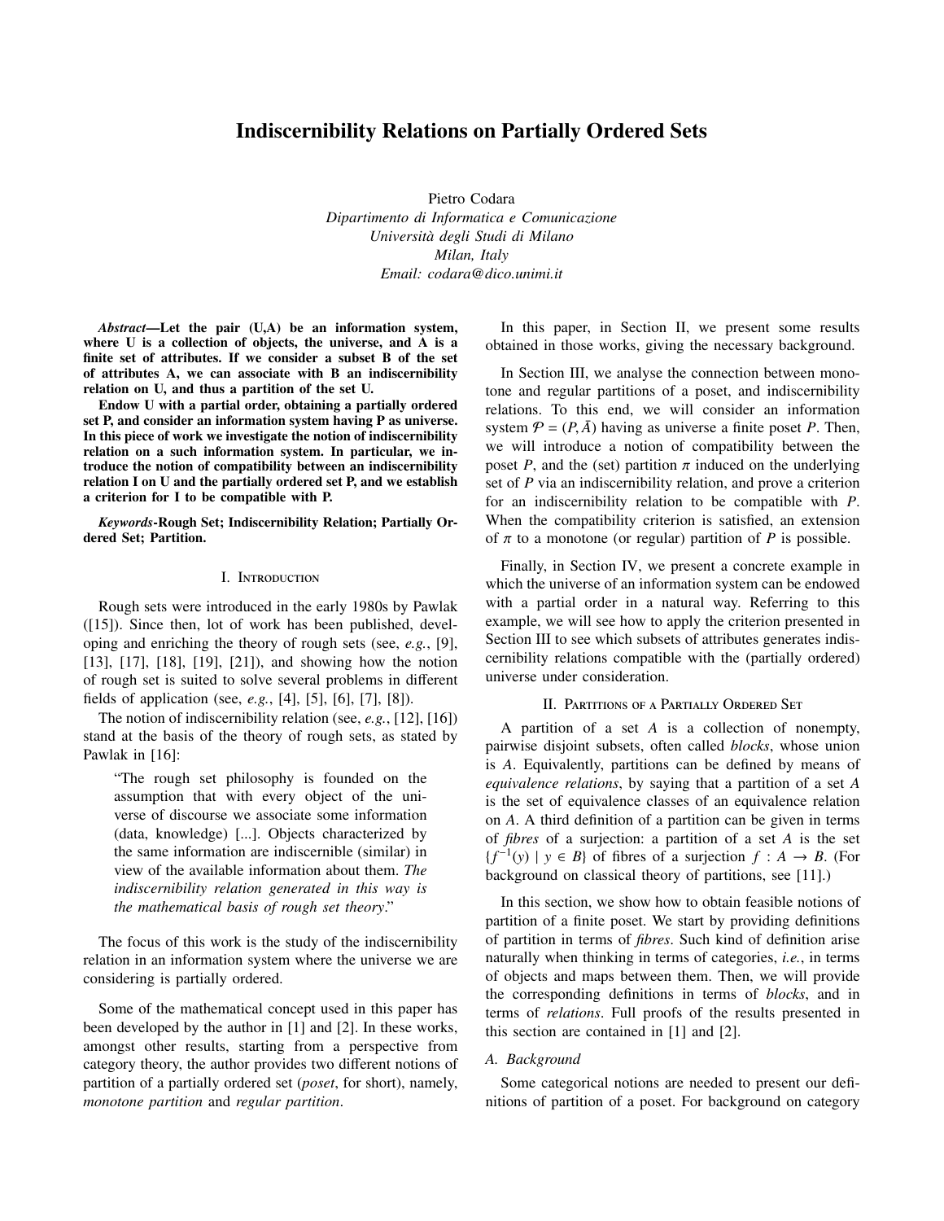# Indiscernibility Relations on Partially Ordered Sets

Pietro Codara
*Dipartimento di Informatica e Comunicazione*
*Università degli Studi di Milano*
*Milan, Italy*
*Email: codara@dico.unimi.it*

***Abstract*—Let the pair (U,A) be an information system, where U is a collection of objects, the universe, and A is a finite set of attributes. If we consider a subset B of the set of attributes A, we can associate with B an indiscernibility relation on U, and thus a partition of the set U.**

**Endow U with a partial order, obtaining a partially ordered set P, and consider an information system having P as universe. In this piece of work we investigate the notion of indiscernibility relation on a such information system. In particular, we introduce the notion of compatibility between an indiscernibility relation I on U and the partially ordered set P, and we establish a criterion for I to be compatible with P.**

***Keywords*-Rough Set; Indiscernibility Relation; Partially Ordered Set; Partition.**

## I. Introduction

Rough sets were introduced in the early 1980s by Pawlak ([15]). Since then, lot of work has been published, developing and enriching the theory of rough sets (see, *e.g.*, [9], [13], [17], [18], [19], [21]), and showing how the notion of rough set is suited to solve several problems in different fields of application (see, *e.g.*, [4], [5], [6], [7], [8]).

The notion of indiscernibility relation (see, *e.g.*, [12], [16]) stand at the basis of the theory of rough sets, as stated by Pawlak in [16]:

> "The rough set philosophy is founded on the assumption that with every object of the universe of discourse we associate some information (data, knowledge) [...]. Objects characterized by the same information are indiscernible (similar) in view of the available information about them. *The indiscernibility relation generated in this way is the mathematical basis of rough set theory*."

The focus of this work is the study of the indiscernibility relation in an information system where the universe we are considering is partially ordered.

Some of the mathematical concept used in this paper has been developed by the author in [1] and [2]. In these works, amongst other results, starting from a perspective from category theory, the author provides two different notions of partition of a partially ordered set (*poset*, for short), namely, *monotone partition* and *regular partition*.

In this paper, in Section II, we present some results obtained in those works, giving the necessary background.

In Section III, we analyse the connection between monotone and regular partitions of a poset, and indiscernibility relations. To this end, we will consider an information system $\mathcal{P} = (P, \bar{A})$ having as universe a finite poset $P$. Then, we will introduce a notion of compatibility between the poset $P$, and the (set) partition $\pi$ induced on the underlying set of $P$ via an indiscernibility relation, and prove a criterion for an indiscernibility relation to be compatible with $P$. When the compatibility criterion is satisfied, an extension of $\pi$ to a monotone (or regular) partition of $P$ is possible.

Finally, in Section IV, we present a concrete example in which the universe of an information system can be endowed with a partial order in a natural way. Referring to this example, we will see how to apply the criterion presented in Section III to see which subsets of attributes generates indiscernibility relations compatible with the (partially ordered) universe under consideration.

## II. Partitions of a Partially Ordered Set

A partition of a set $A$ is a collection of nonempty, pairwise disjoint subsets, often called *blocks*, whose union is $A$. Equivalently, partitions can be defined by means of *equivalence relations*, by saying that a partition of a set $A$ is the set of equivalence classes of an equivalence relation on $A$. A third definition of a partition can be given in terms of *fibres* of a surjection: a partition of a set $A$ is the set $\{f^{-1}(y) \mid y \in B\}$ of fibres of a surjection $f : A \to B$. (For background on classical theory of partitions, see [11].)

In this section, we show how to obtain feasible notions of partition of a finite poset. We start by providing definitions of partition in terms of *fibres*. Such kind of definition arise naturally when thinking in terms of categories, *i.e.*, in terms of objects and maps between them. Then, we will provide the corresponding definitions in terms of *blocks*, and in terms of *relations*. Full proofs of the results presented in this section are contained in [1] and [2].

### A. Background

Some categorical notions are needed to present our definitions of partition of a poset. For background on category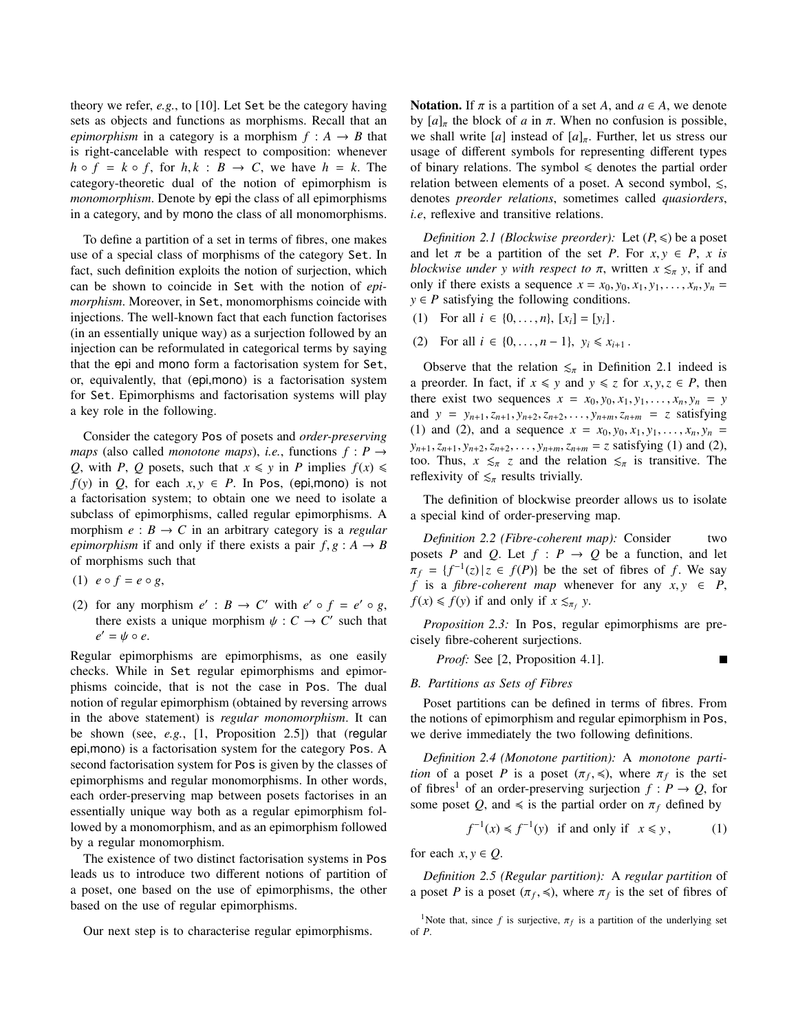theory we refer, *e.g.*, to [10]. Let Set be the category having sets as objects and functions as morphisms. Recall that an *epimorphism* in a category is a morphism $f : A \to B$ that is right-cancelable with respect to composition: whenever $h \circ f = k \circ f$, for $h, k : B \to C$, we have $h = k$. The category-theoretic dual of the notion of epimorphism is *monomorphism*. Denote by epi the class of all epimorphisms in a category, and by mono the class of all monomorphisms.

To define a partition of a set in terms of fibres, one makes use of a special class of morphisms of the category Set. In fact, such definition exploits the notion of surjection, which can be shown to coincide in Set with the notion of *epimorphism*. Moreover, in Set, monomorphisms coincide with injections. The well-known fact that each function factorises (in an essentially unique way) as a surjection followed by an injection can be reformulated in categorical terms by saying that the epi and mono form a factorisation system for Set, or, equivalently, that (epi,mono) is a factorisation system for Set. Epimorphisms and factorisation systems will play a key role in the following.

Consider the category Pos of posets and *order-preserving maps* (also called *monotone maps*), *i.e.*, functions $f : P \to Q$, with $P$, $Q$ posets, such that $x \leqslant y$ in $P$ implies $f(x) \leqslant f(y)$ in $Q$, for each $x, y \in P$. In Pos, (epi,mono) is not a factorisation system; to obtain one we need to isolate a subclass of epimorphisms, called regular epimorphisms. A morphism $e : B \to C$ in an arbitrary category is a *regular epimorphism* if and only if there exists a pair $f, g : A \to B$ of morphisms such that

(1) $e \circ f = e \circ g$,

(2) for any morphism $e' : B \to C'$ with $e' \circ f = e' \circ g$, there exists a unique morphism $\psi : C \to C'$ such that $e' = \psi \circ e$.

Regular epimorphisms are epimorphisms, as one easily checks. While in Set regular epimorphisms and epimorphisms coincide, that is not the case in Pos. The dual notion of regular epimorphism (obtained by reversing arrows in the above statement) is *regular monomorphism*. It can be shown (see, *e.g.*, [1, Proposition 2.5]) that (regular epi,mono) is a factorisation system for the category Pos. A second factorisation system for Pos is given by the classes of epimorphisms and regular monomorphisms. In other words, each order-preserving map between posets factorises in an essentially unique way both as a regular epimorphism followed by a monomorphism, and as an epimorphism followed by a regular monomorphism.

The existence of two distinct factorisation systems in Pos leads us to introduce two different notions of partition of a poset, one based on the use of epimorphisms, the other based on the use of regular epimorphisms.

Our next step is to characterise regular epimorphisms.

**Notation.** If $\pi$ is a partition of a set $A$, and $a \in A$, we denote by $[a]_\pi$ the block of $a$ in $\pi$. When no confusion is possible, we shall write $[a]$ instead of $[a]_\pi$. Further, let us stress our usage of different symbols for representing different types of binary relations. The symbol $\leqslant$ denotes the partial order relation between elements of a poset. A second symbol, $\lesssim$, denotes *preorder relations*, sometimes called *quasiorders*, *i.e*, reflexive and transitive relations.

*Definition 2.1 (Blockwise preorder):* Let $(P, \leqslant)$ be a poset and let $\pi$ be a partition of the set $P$. For $x, y \in P$, *$x$ is blockwise under $y$ with respect to $\pi$*, written $x \lesssim_\pi y$, if and only if there exists a sequence $x = x_0, y_0, x_1, y_1, \ldots, x_n, y_n = y \in P$ satisfying the following conditions.

(1) For all $i \in \{0, \ldots, n\}$, $[x_i] = [y_i]$ .

(2) For all $i \in \{0, \ldots, n-1\}$, $y_i \leqslant x_{i+1}$ .

Observe that the relation $\lesssim_\pi$ in Definition 2.1 indeed is a preorder. In fact, if $x \leqslant y$ and $y \leqslant z$ for $x, y, z \in P$, then there exist two sequences $x = x_0, y_0, x_1, y_1, \ldots, x_n, y_n = y$ and $y = y_{n+1}, z_{n+1}, y_{n+2}, z_{n+2}, \ldots, y_{n+m}, z_{n+m} = z$ satisfying (1) and (2), and a sequence $x = x_0, y_0, x_1, y_1, \ldots, x_n, y_n = y_{n+1}, z_{n+1}, y_{n+2}, z_{n+2}, \ldots, y_{n+m}, z_{n+m} = z$ satisfying (1) and (2), too. Thus, $x \lesssim_\pi z$ and the relation $\lesssim_\pi$ is transitive. The reflexivity of $\lesssim_\pi$ results trivially.

The definition of blockwise preorder allows us to isolate a special kind of order-preserving map.

*Definition 2.2 (Fibre-coherent map):* Consider two posets $P$ and $Q$. Let $f : P \to Q$ be a function, and let $\pi_f = \{f^{-1}(z) \mid z \in f(P)\}$ be the set of fibres of $f$. We say $f$ is a *fibre-coherent map* whenever for any $x, y \in P$, $f(x) \leqslant f(y)$ if and only if $x \lesssim_{\pi_f} y$.

*Proposition 2.3:* In Pos, regular epimorphisms are precisely fibre-coherent surjections.

*Proof:* See [2, Proposition 4.1]. ∎

### B. Partitions as Sets of Fibres

Poset partitions can be defined in terms of fibres. From the notions of epimorphism and regular epimorphism in Pos, we derive immediately the two following definitions.

*Definition 2.4 (Monotone partition):* A *monotone partition* of a poset $P$ is a poset $(\pi_f, \leqslant)$, where $\pi_f$ is the set of fibres[1] of an order-preserving surjection $f : P \to Q$, for some poset $Q$, and $\leqslant$ is the partial order on $\pi_f$ defined by

$$f^{-1}(x) \leqslant f^{-1}(y) \quad \text{if and only if} \quad x \leqslant y \,, \tag{1}$$

for each $x, y \in Q$.

*Definition 2.5 (Regular partition):* A *regular partition* of a poset $P$ is a poset $(\pi_f, \leqslant)$, where $\pi_f$ is the set of fibres of

[1] Note that, since $f$ is surjective, $\pi_f$ is a partition of the underlying set of $P$.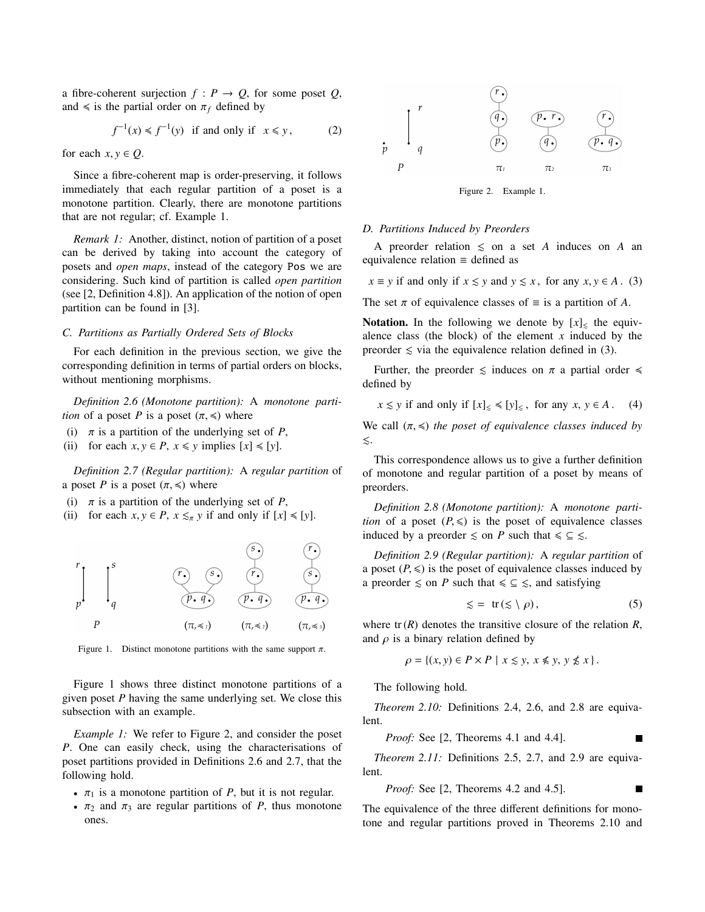a fibre-coherent surjection $f : P \to Q$, for some poset $Q$, and $\preccurlyeq$ is the partial order on $\pi_f$ defined by

$$f^{-1}(x) \preccurlyeq f^{-1}(y) \text{ if and only if } x \leqslant y, \tag{2}$$

for each $x, y \in Q$.

Since a fibre-coherent map is order-preserving, it follows immediately that each regular partition of a poset is a monotone partition. Clearly, there are monotone partitions that are not regular; cf. Example 1.

*Remark 1:* Another, distinct, notion of partition of a poset can be derived by taking into account the category of posets and *open maps*, instead of the category Pos we are considering. Such kind of partition is called *open partition* (see [2, Definition 4.8]). An application of the notion of open partition can be found in [3].

### C. Partitions as Partially Ordered Sets of Blocks

For each definition in the previous section, we give the corresponding definition in terms of partial orders on blocks, without mentioning morphisms.

*Definition 2.6 (Monotone partition):* A *monotone partition* of a poset $P$ is a poset $(\pi, \preccurlyeq)$ where

- (i) $\pi$ is a partition of the underlying set of $P$,
- (ii) for each $x, y \in P$, $x \leqslant y$ implies $[x] \preccurlyeq [y]$.

*Definition 2.7 (Regular partition):* A *regular partition* of a poset $P$ is a poset $(\pi, \preccurlyeq)$ where

- (i) $\pi$ is a partition of the underlying set of $P$,
- (ii) for each $x, y \in P$, $x \lesssim_\pi y$ if and only if $[x] \preccurlyeq [y]$.

Figure 1. Distinct monotone partitions with the same support $\pi$.

Figure 1 shows three distinct monotone partitions of a given poset $P$ having the same underlying set. We close this subsection with an example.

*Example 1:* We refer to Figure 2, and consider the poset $P$. One can easily check, using the characterisations of poset partitions provided in Definitions 2.6 and 2.7, that the following hold.

- $\pi_1$ is a monotone partition of $P$, but it is not regular.
- $\pi_2$ and $\pi_3$ are regular partitions of $P$, thus monotone ones.

Figure 2. Example 1.

### D. Partitions Induced by Preorders

A preorder relation $\lesssim$ on a set $A$ induces on $A$ an equivalence relation $\equiv$ defined as

$$x \equiv y \text{ if and only if } x \lesssim y \text{ and } y \lesssim x, \text{ for any } x, y \in A. \tag{3}$$

The set $\pi$ of equivalence classes of $\equiv$ is a partition of $A$.

**Notation.** In the following we denote by $[x]_\lesssim$ the equivalence class (the block) of the element $x$ induced by the preorder $\lesssim$ via the equivalence relation defined in (3).

Further, the preorder $\lesssim$ induces on $\pi$ a partial order $\preccurlyeq$ defined by

$$x \lesssim y \text{ if and only if } [x]_\lesssim \preccurlyeq [y]_\lesssim, \text{ for any } x, y \in A. \tag{4}$$

We call $(\pi, \preccurlyeq)$ *the poset of equivalence classes induced by* $\lesssim$.

This correspondence allows us to give a further definition of monotone and regular partition of a poset by means of preorders.

*Definition 2.8 (Monotone partition):* A *monotone partition* of a poset $(P, \leqslant)$ is the poset of equivalence classes induced by a preorder $\lesssim$ on $P$ such that $\leqslant \subseteq \lesssim$.

*Definition 2.9 (Regular partition):* A *regular partition* of a poset $(P, \leqslant)$ is the poset of equivalence classes induced by a preorder $\lesssim$ on $P$ such that $\leqslant \subseteq \lesssim$, and satisfying

$$\lesssim \; = \; \mathrm{tr}(\lesssim \setminus \rho), \tag{5}$$

where $\mathrm{tr}(R)$ denotes the transitive closure of the relation $R$, and $\rho$ is a binary relation defined by

$$\rho = \{(x, y) \in P \times P \mid x \lesssim y, \, x \nleqslant y, \, y \not\lesssim x\}.$$

The following hold.

*Theorem 2.10:* Definitions 2.4, 2.6, and 2.8 are equivalent.

*Proof:* See [2, Theorems 4.1 and 4.4]. ∎

*Theorem 2.11:* Definitions 2.5, 2.7, and 2.9 are equivalent.

*Proof:* See [2, Theorems 4.2 and 4.5]. ∎

The equivalence of the three different definitions for monotone and regular partitions proved in Theorems 2.10 and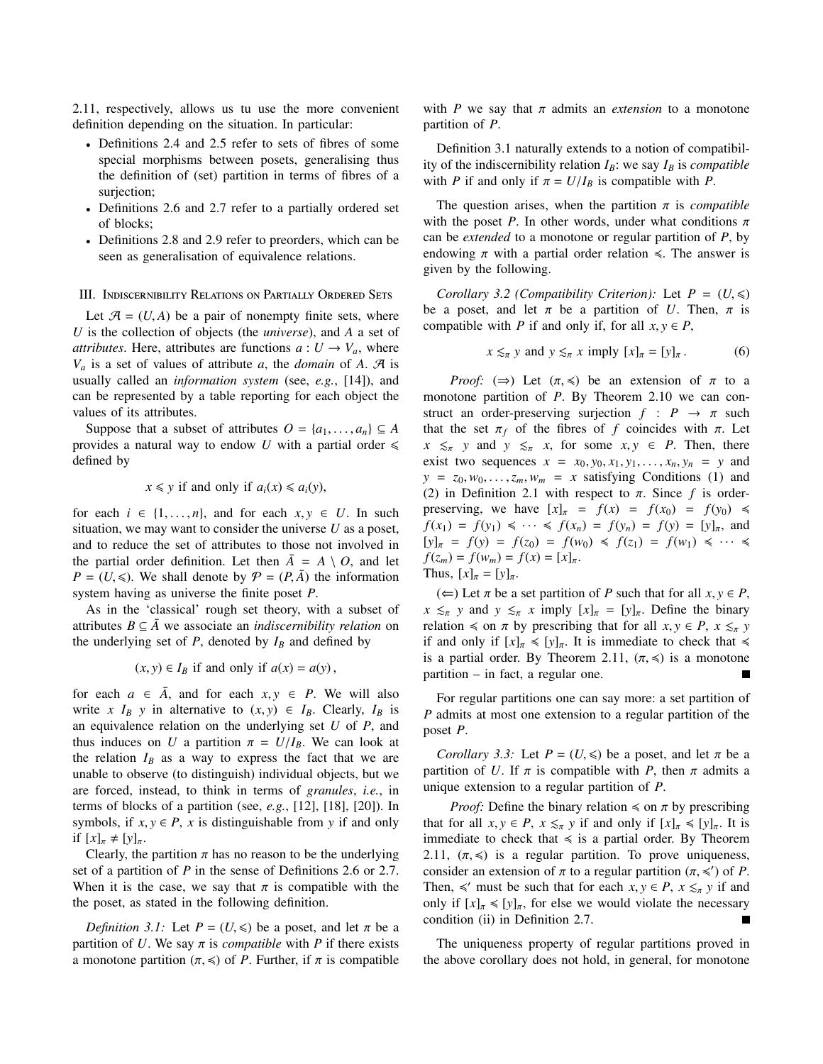2.11, respectively, allows us tu use the more convenient definition depending on the situation. In particular:

- Definitions 2.4 and 2.5 refer to sets of fibres of some special morphisms between posets, generalising thus the definition of (set) partition in terms of fibres of a surjection;
- Definitions 2.6 and 2.7 refer to a partially ordered set of blocks;
- Definitions 2.8 and 2.9 refer to preorders, which can be seen as generalisation of equivalence relations.

## III. Indiscernibility Relations on Partially Ordered Sets

Let $\mathcal{A} = (U, A)$ be a pair of nonempty finite sets, where $U$ is the collection of objects (the *universe*), and $A$ a set of *attributes*. Here, attributes are functions $a : U \to V_a$, where $V_a$ is a set of values of attribute $a$, the *domain* of $A$. $\mathcal{A}$ is usually called an *information system* (see, *e.g.*, [14]), and can be represented by a table reporting for each object the values of its attributes.

Suppose that a subset of attributes $O = \{a_1, \ldots, a_n\} \subseteq A$ provides a natural way to endow $U$ with a partial order $\leqslant$ defined by

$$x \leqslant y \text{ if and only if } a_i(x) \leqslant a_i(y),$$

for each $i \in \{1, \ldots, n\}$, and for each $x, y \in U$. In such situation, we may want to consider the universe $U$ as a poset, and to reduce the set of attributes to those not involved in the partial order definition. Let then $\bar{A} = A \setminus O$, and let $P = (U, \leqslant)$. We shall denote by $\mathcal{P} = (P, \bar{A})$ the information system having as universe the finite poset $P$.

As in the 'classical' rough set theory, with a subset of attributes $B \subseteq \bar{A}$ we associate an *indiscernibility relation* on the underlying set of $P$, denoted by $I_B$ and defined by

$$(x, y) \in I_B \text{ if and only if } a(x) = a(y),$$

for each $a \in \bar{A}$, and for each $x, y \in P$. We will also write $x\ I_B\ y$ in alternative to $(x, y) \in I_B$. Clearly, $I_B$ is an equivalence relation on the underlying set $U$ of $P$, and thus induces on $U$ a partition $\pi = U/I_B$. We can look at the relation $I_B$ as a way to express the fact that we are unable to observe (to distinguish) individual objects, but we are forced, instead, to think in terms of *granules*, *i.e.*, in terms of blocks of a partition (see, *e.g.*, [12], [18], [20]). In symbols, if $x, y \in P$, $x$ is distinguishable from $y$ if and only if $[x]_\pi \neq [y]_\pi$.

Clearly, the partition $\pi$ has no reason to be the underlying set of a partition of $P$ in the sense of Definitions 2.6 or 2.7. When it is the case, we say that $\pi$ is compatible with the the poset, as stated in the following definition.

*Definition 3.1:* Let $P = (U, \leqslant)$ be a poset, and let $\pi$ be a partition of $U$. We say $\pi$ is *compatible* with $P$ if there exists a monotone partition $(\pi, \leqslant)$ of $P$. Further, if $\pi$ is compatible with $P$ we say that $\pi$ admits an *extension* to a monotone partition of $P$.

Definition 3.1 naturally extends to a notion of compatibility of the indiscernibility relation $I_B$: we say $I_B$ is *compatible* with $P$ if and only if $\pi = U/I_B$ is compatible with $P$.

The question arises, when the partition $\pi$ is *compatible* with the poset $P$. In other words, under what conditions $\pi$ can be *extended* to a monotone or regular partition of $P$, by endowing $\pi$ with a partial order relation $\leqslant$. The answer is given by the following.

*Corollary 3.2 (Compatibility Criterion):* Let $P = (U, \leqslant)$ be a poset, and let $\pi$ be a partition of $U$. Then, $\pi$ is compatible with $P$ if and only if, for all $x, y \in P$,

$$x \lesssim_\pi y \text{ and } y \lesssim_\pi x \text{ imply } [x]_\pi = [y]_\pi . \tag{6}$$

*Proof:* ($\Rightarrow$) Let $(\pi, \leqslant)$ be an extension of $\pi$ to a monotone partition of $P$. By Theorem 2.10 we can construct an order-preserving surjection $f : P \to \pi$ such that the set $\pi_f$ of the fibres of $f$ coincides with $\pi$. Let $x \lesssim_\pi y$ and $y \lesssim_\pi x$, for some $x, y \in P$. Then, there exist two sequences $x = x_0, y_0, x_1, y_1, \ldots, x_n, y_n = y$ and $y = z_0, w_0, \ldots, z_m, w_m = x$ satisfying Conditions (1) and (2) in Definition 2.1 with respect to $\pi$. Since $f$ is order-preserving, we have $[x]_\pi = f(x) = f(x_0) = f(y_0) \leqslant f(x_1) = f(y_1) \leqslant \cdots \leqslant f(x_n) = f(y_n) = f(y) = [y]_\pi$, and $[y]_\pi = f(y) = f(z_0) = f(w_0) \leqslant f(z_1) = f(w_1) \leqslant \cdots \leqslant f(z_m) = f(w_m) = f(x) = [x]_\pi$.
Thus, $[x]_\pi = [y]_\pi$.

($\Leftarrow$) Let $\pi$ be a set partition of $P$ such that for all $x, y \in P$, $x \lesssim_\pi y$ and $y \lesssim_\pi x$ imply $[x]_\pi = [y]_\pi$. Define the binary relation $\leqslant$ on $\pi$ by prescribing that for all $x, y \in P$, $x \lesssim_\pi y$ if and only if $[x]_\pi \leqslant [y]_\pi$. It is immediate to check that $\leqslant$ is a partial order. By Theorem 2.11, $(\pi, \leqslant)$ is a monotone partition – in fact, a regular one. ∎

For regular partitions one can say more: a set partition of $P$ admits at most one extension to a regular partition of the poset $P$.

*Corollary 3.3:* Let $P = (U, \leqslant)$ be a poset, and let $\pi$ be a partition of $U$. If $\pi$ is compatible with $P$, then $\pi$ admits a unique extension to a regular partition of $P$.

*Proof:* Define the binary relation $\leqslant$ on $\pi$ by prescribing that for all $x, y \in P$, $x \lesssim_\pi y$ if and only if $[x]_\pi \leqslant [y]_\pi$. It is immediate to check that $\leqslant$ is a partial order. By Theorem 2.11, $(\pi, \leqslant)$ is a regular partition. To prove uniqueness, consider an extension of $\pi$ to a regular partition $(\pi, \leqslant')$ of $P$. Then, $\leqslant'$ must be such that for each $x, y \in P$, $x \lesssim_\pi y$ if and only if $[x]_\pi \leqslant [y]_\pi$, for else we would violate the necessary condition (ii) in Definition 2.7. ∎

The uniqueness property of regular partitions proved in the above corollary does not hold, in general, for monotone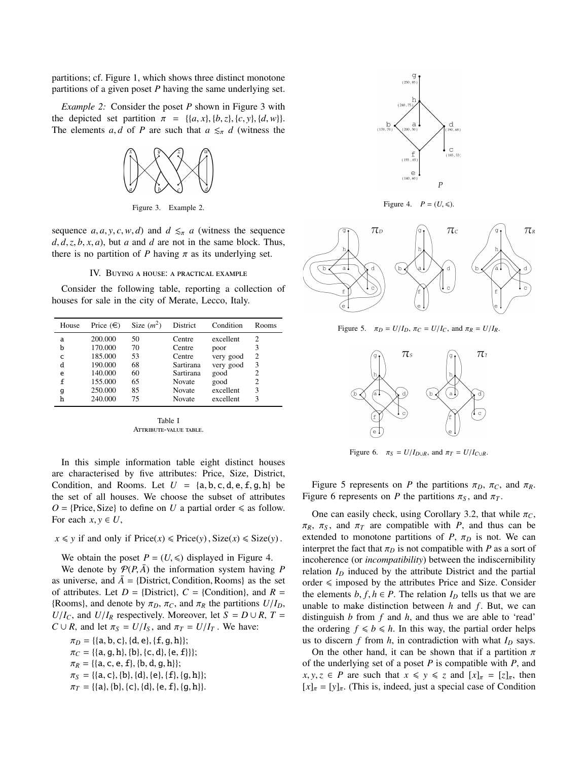partitions; cf. Figure 1, which shows three distinct monotone partitions of a given poset $P$ having the same underlying set.

*Example 2:* Consider the poset $P$ shown in Figure 3 with the depicted set partition $\pi = \{\{a, x\}, \{b, z\}, \{c, y\}, \{d, w\}\}$. The elements $a, d$ of $P$ are such that $a \lesssim_\pi d$ (witness the sequence $a, a, y, c, w, d$) and $d \lesssim_\pi a$ (witness the sequence $d, d, z, b, x, a$), but $a$ and $d$ are not in the same block. Thus, there is no partition of $P$ having $\pi$ as its underlying set.

Figure 3. Example 2.

## IV. Buying a house: a practical example

Consider the following table, reporting a collection of houses for sale in the city of Merate, Lecco, Italy.

| House | Price (€) | Size ($m^2$) | District | Condition | Rooms |
|---|---|---|---|---|---|
| a | 200.000 | 50 | Centre | excellent | 2 |
| b | 170.000 | 70 | Centre | poor | 3 |
| c | 185.000 | 53 | Centre | very good | 2 |
| d | 190.000 | 68 | Sartirana | very good | 3 |
| e | 140.000 | 60 | Sartirana | good | 2 |
| f | 155.000 | 65 | Novate | good | 2 |
| g | 250.000 | 85 | Novate | excellent | 3 |
| h | 240.000 | 75 | Novate | excellent | 3 |

Table I
Attribute-value table.

In this simple information table eight distinct houses are characterised by five attributes: Price, Size, District, Condition, and Rooms. Let $U = \{a, b, c, d, e, f, g, h\}$ be the set of all houses. We choose the subset of attributes $O = \{\text{Price}, \text{Size}\}$ to define on $U$ a partial order $\leqslant$ as follow. For each $x, y \in U$,

$$x \leqslant y \text{ if and only if } \text{Price}(x) \leqslant \text{Price}(y), \text{Size}(x) \leqslant \text{Size}(y).$$

We obtain the poset $P = (U, \leqslant)$ displayed in Figure 4.

We denote by $\mathcal{P}(P, \bar{A})$ the information system having $P$ as universe, and $\bar{A} = \{\text{District}, \text{Condition}, \text{Rooms}\}$ as the set of attributes. Let $D = \{\text{District}\}$, $C = \{\text{Condition}\}$, and $R = \{\text{Rooms}\}$, and denote by $\pi_D$, $\pi_C$, and $\pi_R$ the partitions $U/I_D$, $U/I_C$, and $U/I_R$ respectively. Moreover, let $S = D \cup R$, $T = C \cup R$, and let $\pi_S = U/I_S$, and $\pi_T = U/I_T$. We have:

$\pi_D = \{\{a, b, c\}, \{d, e\}, \{f, g, h\}\}$;
$\pi_C = \{\{a, g, h\}, \{b\}, \{c, d\}, \{e, f\}\}$;
$\pi_R = \{\{a, c, e, f\}, \{b, d, g, h\}\}$;
$\pi_S = \{\{a, c\}, \{b\}, \{d\}, \{e\}, \{f\}, \{g, h\}\}$;
$\pi_T = \{\{a\}, \{b\}, \{c\}, \{d\}, \{e, f\}, \{g, h\}\}$.

Figure 4. $P = (U, \leqslant)$.

Figure 5. $\pi_D = U/I_D$, $\pi_C = U/I_C$, and $\pi_R = U/I_R$.

Figure 6. $\pi_S = U/I_{D\cup R}$, and $\pi_T = U/I_{C\cup R}$.

Figure 5 represents on $P$ the partitions $\pi_D$, $\pi_C$, and $\pi_R$. Figure 6 represents on $P$ the partitions $\pi_S$, and $\pi_T$.

One can easily check, using Corollary 3.2, that while $\pi_C$, $\pi_R$, $\pi_S$, and $\pi_T$ are compatible with $P$, and thus can be extended to monotone partitions of $P$, $\pi_D$ is not. We can interpret the fact that $\pi_D$ is not compatible with $P$ as a sort of incoherence (or *incompatibility*) between the indiscernibility relation $I_D$ induced by the attribute District and the partial order $\leqslant$ imposed by the attributes Price and Size. Consider the elements $b, f, h \in P$. The relation $I_D$ tells us that we are unable to make distinction between $h$ and $f$. But, we can distinguish $b$ from $f$ and $h$, and thus we are able to 'read' the ordering $f \leqslant b \leqslant h$. In this way, the partial order helps us to discern $f$ from $h$, in contradiction with what $I_D$ says.

On the other hand, it can be shown that if a partition $\pi$ of the underlying set of a poset $P$ is compatible with $P$, and $x, y, z \in P$ are such that $x \leqslant y \leqslant z$ and $[x]_\pi = [z]_\pi$, then $[x]_\pi = [y]_\pi$. (This is, indeed, just a special case of Condition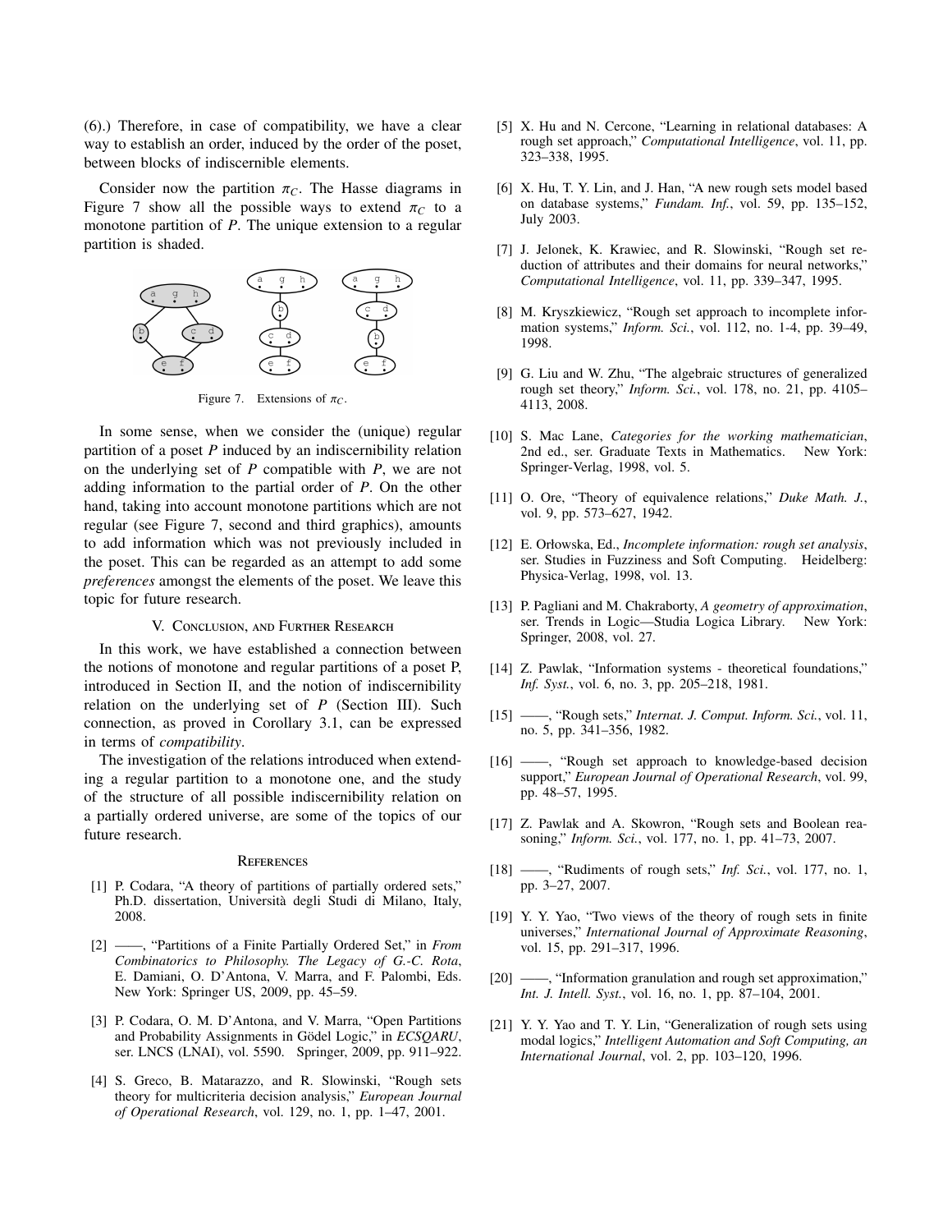(6).) Therefore, in case of compatibility, we have a clear way to establish an order, induced by the order of the poset, between blocks of indiscernible elements.

Consider now the partition $\pi_C$. The Hasse diagrams in Figure 7 show all the possible ways to extend $\pi_C$ to a monotone partition of *P*. The unique extension to a regular partition is shaded.

a g h
b
c d
e f

a g h
b
c d
e f

a g h
c d
b
e f

Figure 7. Extensions of $\pi_C$.

In some sense, when we consider the (unique) regular partition of a poset *P* induced by an indiscernibility relation on the underlying set of *P* compatible with *P*, we are not adding information to the partial order of *P*. On the other hand, taking into account monotone partitions which are not regular (see Figure 7, second and third graphics), amounts to add information which was not previously included in the poset. This can be regarded as an attempt to add some *preferences* amongst the elements of the poset. We leave this topic for future research.

## V. Conclusion, and Further Research

In this work, we have established a connection between the notions of monotone and regular partitions of a poset P, introduced in Section II, and the notion of indiscernibility relation on the underlying set of *P* (Section III). Such connection, as proved in Corollary 3.1, can be expressed in terms of *compatibility*.

The investigation of the relations introduced when extending a regular partition to a monotone one, and the study of the structure of all possible indiscernibility relation on a partially ordered universe, are some of the topics of our future research.

## References

[1] P. Codara, "A theory of partitions of partially ordered sets," Ph.D. dissertation, Università degli Studi di Milano, Italy, 2008.

[2] ——, "Partitions of a Finite Partially Ordered Set," in *From Combinatorics to Philosophy. The Legacy of G.-C. Rota*, E. Damiani, O. D'Antona, V. Marra, and F. Palombi, Eds. New York: Springer US, 2009, pp. 45–59.

[3] P. Codara, O. M. D'Antona, and V. Marra, "Open Partitions and Probability Assignments in Gödel Logic," in *ECSQARU*, ser. LNCS (LNAI), vol. 5590. Springer, 2009, pp. 911–922.

[4] S. Greco, B. Matarazzo, and R. Slowinski, "Rough sets theory for multicriteria decision analysis," *European Journal of Operational Research*, vol. 129, no. 1, pp. 1–47, 2001.

[5] X. Hu and N. Cercone, "Learning in relational databases: A rough set approach," *Computational Intelligence*, vol. 11, pp. 323–338, 1995.

[6] X. Hu, T. Y. Lin, and J. Han, "A new rough sets model based on database systems," *Fundam. Inf.*, vol. 59, pp. 135–152, July 2003.

[7] J. Jelonek, K. Krawiec, and R. Slowinski, "Rough set reduction of attributes and their domains for neural networks," *Computational Intelligence*, vol. 11, pp. 339–347, 1995.

[8] M. Kryszkiewicz, "Rough set approach to incomplete information systems," *Inform. Sci.*, vol. 112, no. 1-4, pp. 39–49, 1998.

[9] G. Liu and W. Zhu, "The algebraic structures of generalized rough set theory," *Inform. Sci.*, vol. 178, no. 21, pp. 4105–4113, 2008.

[10] S. Mac Lane, *Categories for the working mathematician*, 2nd ed., ser. Graduate Texts in Mathematics. New York: Springer-Verlag, 1998, vol. 5.

[11] O. Ore, "Theory of equivalence relations," *Duke Math. J.*, vol. 9, pp. 573–627, 1942.

[12] E. Orłowska, Ed., *Incomplete information: rough set analysis*, ser. Studies in Fuzziness and Soft Computing. Heidelberg: Physica-Verlag, 1998, vol. 13.

[13] P. Pagliani and M. Chakraborty, *A geometry of approximation*, ser. Trends in Logic—Studia Logica Library. New York: Springer, 2008, vol. 27.

[14] Z. Pawlak, "Information systems - theoretical foundations," *Inf. Syst.*, vol. 6, no. 3, pp. 205–218, 1981.

[15] ——, "Rough sets," *Internat. J. Comput. Inform. Sci.*, vol. 11, no. 5, pp. 341–356, 1982.

[16] ——, "Rough set approach to knowledge-based decision support," *European Journal of Operational Research*, vol. 99, pp. 48–57, 1995.

[17] Z. Pawlak and A. Skowron, "Rough sets and Boolean reasoning," *Inform. Sci.*, vol. 177, no. 1, pp. 41–73, 2007.

[18] ——, "Rudiments of rough sets," *Inf. Sci.*, vol. 177, no. 1, pp. 3–27, 2007.

[19] Y. Y. Yao, "Two views of the theory of rough sets in finite universes," *International Journal of Approximate Reasoning*, vol. 15, pp. 291–317, 1996.

[20] ——, "Information granulation and rough set approximation," *Int. J. Intell. Syst.*, vol. 16, no. 1, pp. 87–104, 2001.

[21] Y. Y. Yao and T. Y. Lin, "Generalization of rough sets using modal logics," *Intelligent Automation and Soft Computing, an International Journal*, vol. 2, pp. 103–120, 1996.